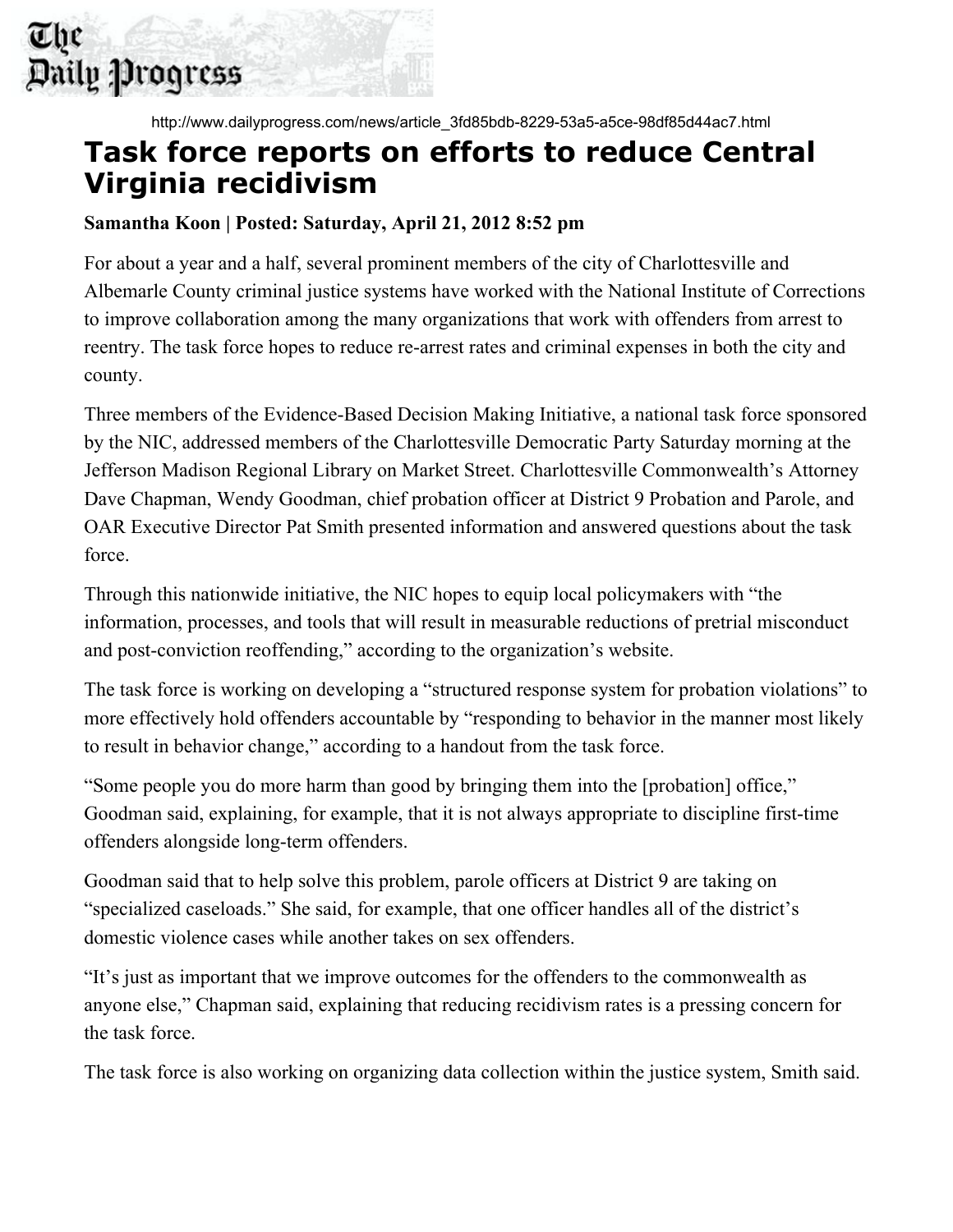The Daily Progress

http://www.dailyprogress.com/news/article_3fd85bdb-8229-53a5-a5ce-98df85d44ac7.html

# Task force reports on efforts to reduce Central Virginia recidivism

**Samantha Koon | Posted: Saturday, April 21, 2012 8:52 pm**

For about a year and a half, several prominent members of the city of Charlottesville and Albemarle County criminal justice systems have worked with the National Institute of Corrections to improve collaboration among the many organizations that work with offenders from arrest to reentry. The task force hopes to reduce re-arrest rates and criminal expenses in both the city and county.

Three members of the Evidence-Based Decision Making Initiative, a national task force sponsored by the NIC, addressed members of the Charlottesville Democratic Party Saturday morning at the Jefferson Madison Regional Library on Market Street. Charlottesville Commonwealth's Attorney Dave Chapman, Wendy Goodman, chief probation officer at District 9 Probation and Parole, and OAR Executive Director Pat Smith presented information and answered questions about the task force.

Through this nationwide initiative, the NIC hopes to equip local policymakers with "the information, processes, and tools that will result in measurable reductions of pretrial misconduct and post-conviction reoffending," according to the organization's website.

The task force is working on developing a "structured response system for probation violations" to more effectively hold offenders accountable by "responding to behavior in the manner most likely to result in behavior change," according to a handout from the task force.

"Some people you do more harm than good by bringing them into the [probation] office," Goodman said, explaining, for example, that it is not always appropriate to discipline first-time offenders alongside long-term offenders.

Goodman said that to help solve this problem, parole officers at District 9 are taking on "specialized caseloads." She said, for example, that one officer handles all of the district's domestic violence cases while another takes on sex offenders.

"It's just as important that we improve outcomes for the offenders to the commonwealth as anyone else," Chapman said, explaining that reducing recidivism rates is a pressing concern for the task force.

The task force is also working on organizing data collection within the justice system, Smith said.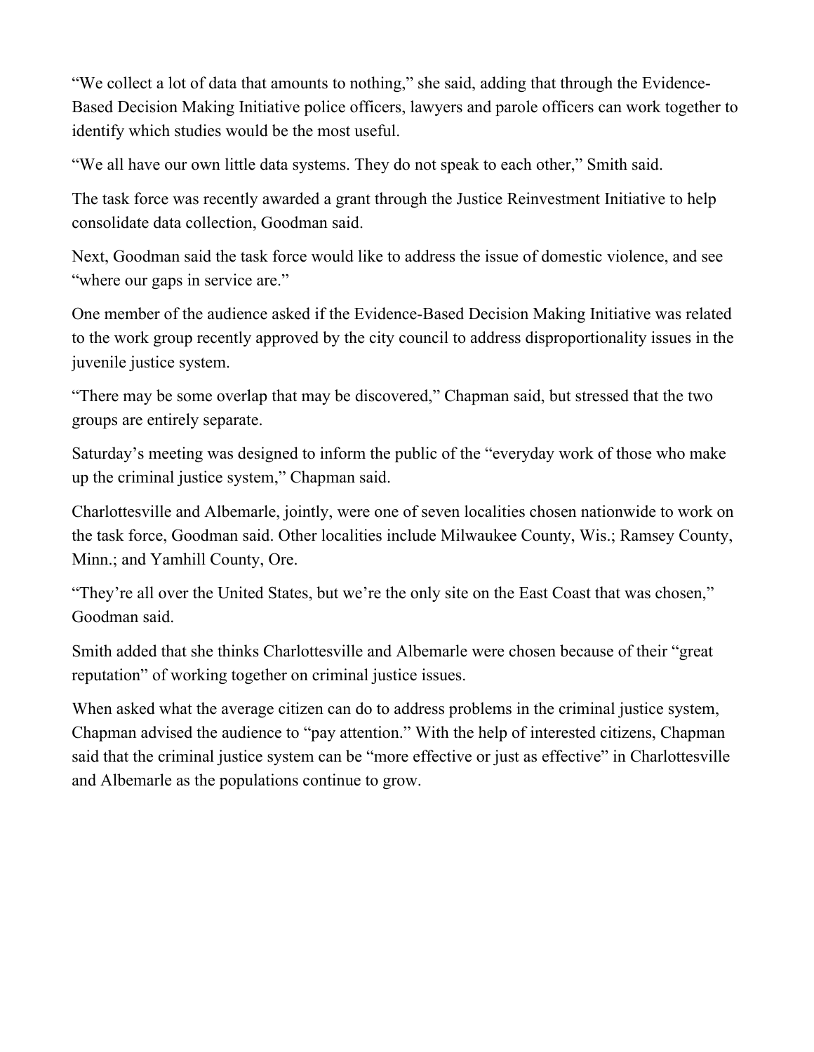"We collect a lot of data that amounts to nothing," she said, adding that through the Evidence-Based Decision Making Initiative police officers, lawyers and parole officers can work together to identify which studies would be the most useful.

"We all have our own little data systems. They do not speak to each other," Smith said.

The task force was recently awarded a grant through the Justice Reinvestment Initiative to help consolidate data collection, Goodman said.

Next, Goodman said the task force would like to address the issue of domestic violence, and see "where our gaps in service are."

One member of the audience asked if the Evidence-Based Decision Making Initiative was related to the work group recently approved by the city council to address disproportionality issues in the juvenile justice system.

"There may be some overlap that may be discovered," Chapman said, but stressed that the two groups are entirely separate.

Saturday's meeting was designed to inform the public of the "everyday work of those who make up the criminal justice system," Chapman said.

Charlottesville and Albemarle, jointly, were one of seven localities chosen nationwide to work on the task force, Goodman said. Other localities include Milwaukee County, Wis.; Ramsey County, Minn.; and Yamhill County, Ore.

"They're all over the United States, but we're the only site on the East Coast that was chosen," Goodman said.

Smith added that she thinks Charlottesville and Albemarle were chosen because of their "great reputation" of working together on criminal justice issues.

When asked what the average citizen can do to address problems in the criminal justice system, Chapman advised the audience to "pay attention." With the help of interested citizens, Chapman said that the criminal justice system can be "more effective or just as effective" in Charlottesville and Albemarle as the populations continue to grow.